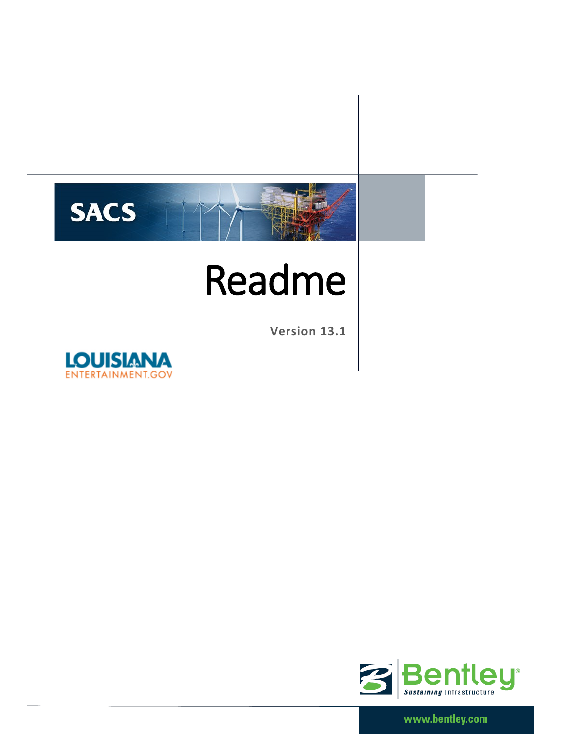SACS

# Readme

**Version 13.1**

LOUISIANA
ENTERTAINMENT.GOV

Bentley®
Sustaining Infrastructure

www.bentley.com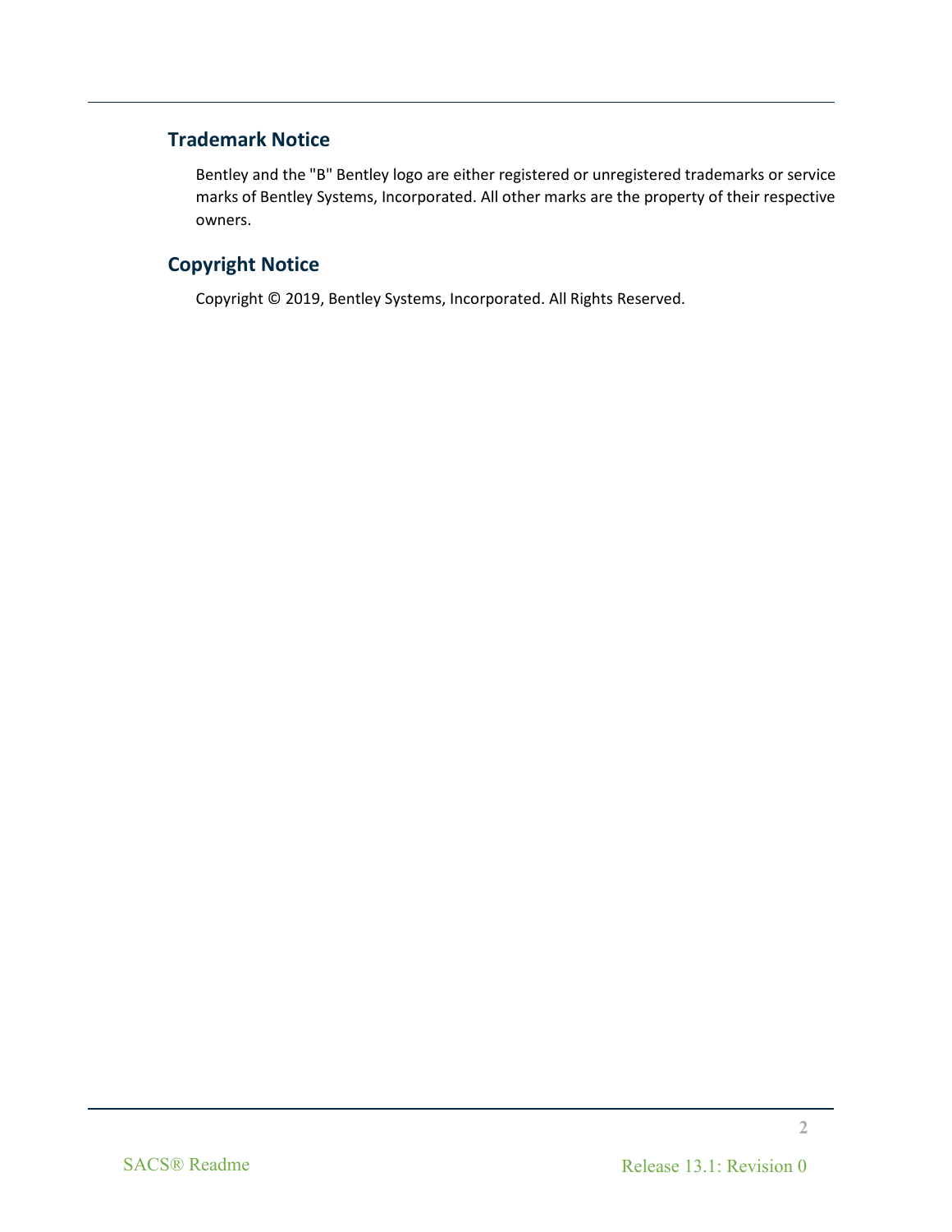## Trademark Notice

Bentley and the "B" Bentley logo are either registered or unregistered trademarks or service marks of Bentley Systems, Incorporated. All other marks are the property of their respective owners.

## Copyright Notice

Copyright © 2019, Bentley Systems, Incorporated. All Rights Reserved.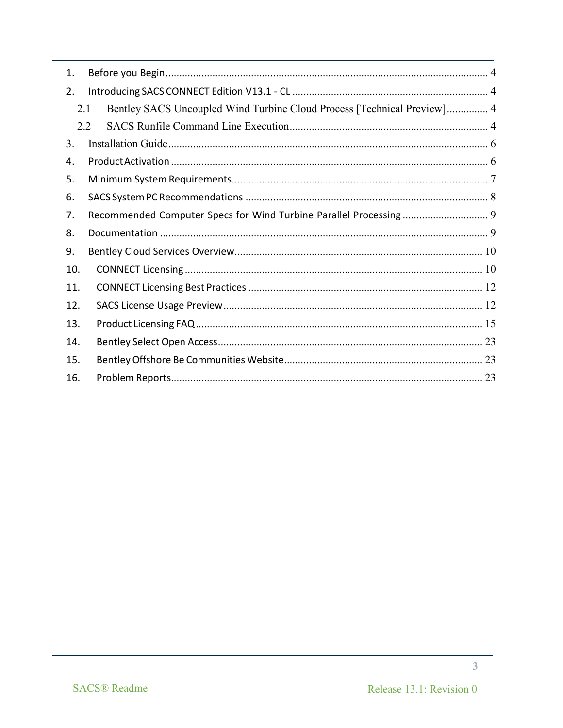1. Before you Begin .................................................................................................................... 4
2. Introducing SACS CONNECT Edition V13.1 - CL ...................................................................... 4
   2.1 Bentley SACS Uncoupled Wind Turbine Cloud Process [Technical Preview] ............... 4
   2.2 SACS Runfile Command Line Execution ....................................................................... 4
3. Installation Guide ................................................................................................................... 6
4. Product Activation .................................................................................................................. 6
5. Minimum System Requirements ............................................................................................ 7
6. SACS System PC Recommendations ....................................................................................... 8
7. Recommended Computer Specs for Wind Turbine Parallel Processing ............................... 9
8. Documentation ...................................................................................................................... 9
9. Bentley Cloud Services Overview ......................................................................................... 10
10. CONNECT Licensing ............................................................................................................ 10
11. CONNECT Licensing Best Practices ..................................................................................... 12
12. SACS License Usage Preview .............................................................................................. 12
13. Product Licensing FAQ ........................................................................................................ 15
14. Bentley Select Open Access ................................................................................................ 23
15. Bentley Offshore Be Communities Website ........................................................................ 23
16. Problem Reports .................................................................................................................. 23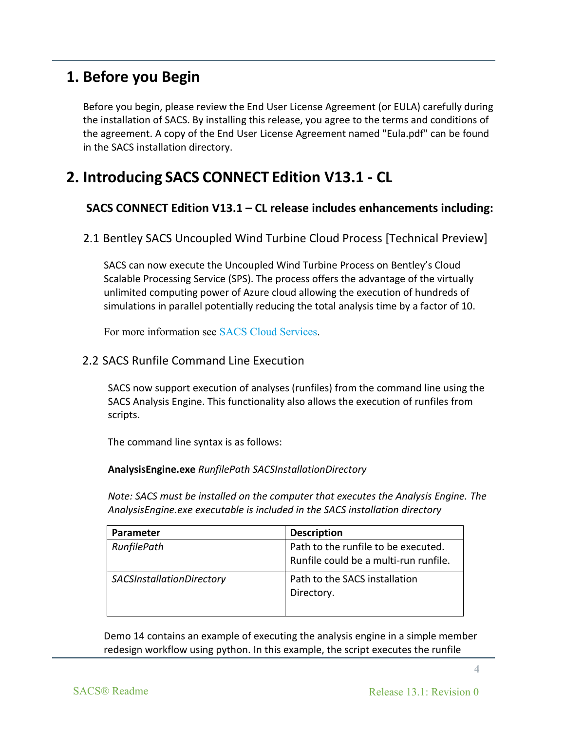# 1. Before you Begin

Before you begin, please review the End User License Agreement (or EULA) carefully during the installation of SACS. By installing this release, you agree to the terms and conditions of the agreement. A copy of the End User License Agreement named "Eula.pdf" can be found in the SACS installation directory.

# 2. Introducing SACS CONNECT Edition V13.1 - CL

**SACS CONNECT Edition V13.1 – CL release includes enhancements including:**

## 2.1 Bentley SACS Uncoupled Wind Turbine Cloud Process [Technical Preview]

SACS can now execute the Uncoupled Wind Turbine Process on Bentley's Cloud Scalable Processing Service (SPS). The process offers the advantage of the virtually unlimited computing power of Azure cloud allowing the execution of hundreds of simulations in parallel potentially reducing the total analysis time by a factor of 10.

For more information see SACS Cloud Services.

## 2.2 SACS Runfile Command Line Execution

SACS now support execution of analyses (runfiles) from the command line using the SACS Analysis Engine. This functionality also allows the execution of runfiles from scripts.

The command line syntax is as follows:

**AnalysisEngine.exe** *RunfilePath SACSInstallationDirectory*

*Note: SACS must be installed on the computer that executes the Analysis Engine. The AnalysisEngine.exe executable is included in the SACS installation directory*

| Parameter | Description |
| --- | --- |
| *RunfilePath* | Path to the runfile to be executed. Runfile could be a multi-run runfile. |
| *SACSInstallationDirectory* | Path to the SACS installation Directory. |

Demo 14 contains an example of executing the analysis engine in a simple member redesign workflow using python. In this example, the script executes the runfile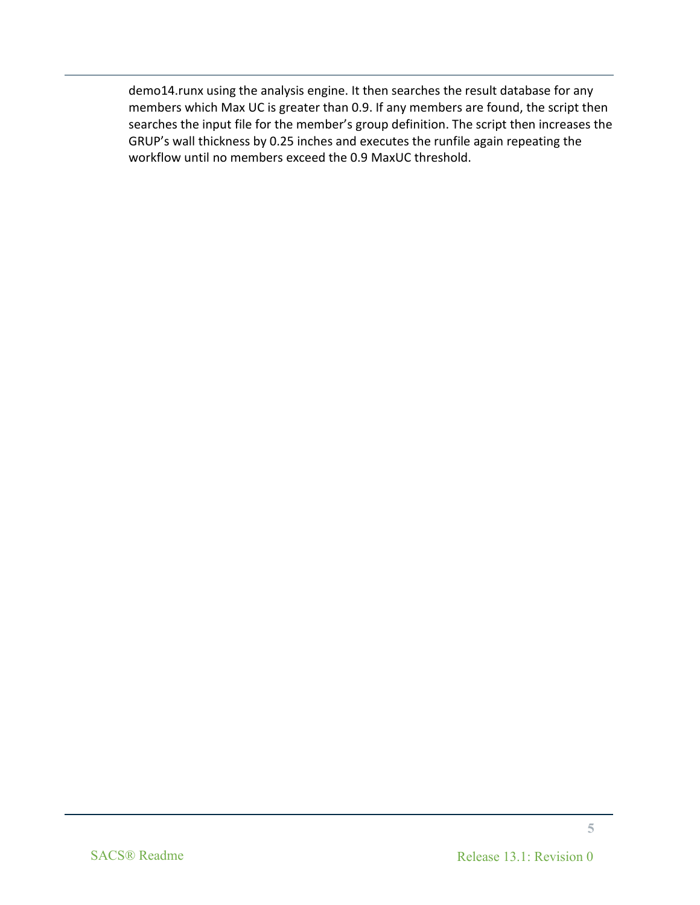demo14.runx using the analysis engine. It then searches the result database for any members which Max UC is greater than 0.9. If any members are found, the script then searches the input file for the member's group definition. The script then increases the GRUP's wall thickness by 0.25 inches and executes the runfile again repeating the workflow until no members exceed the 0.9 MaxUC threshold.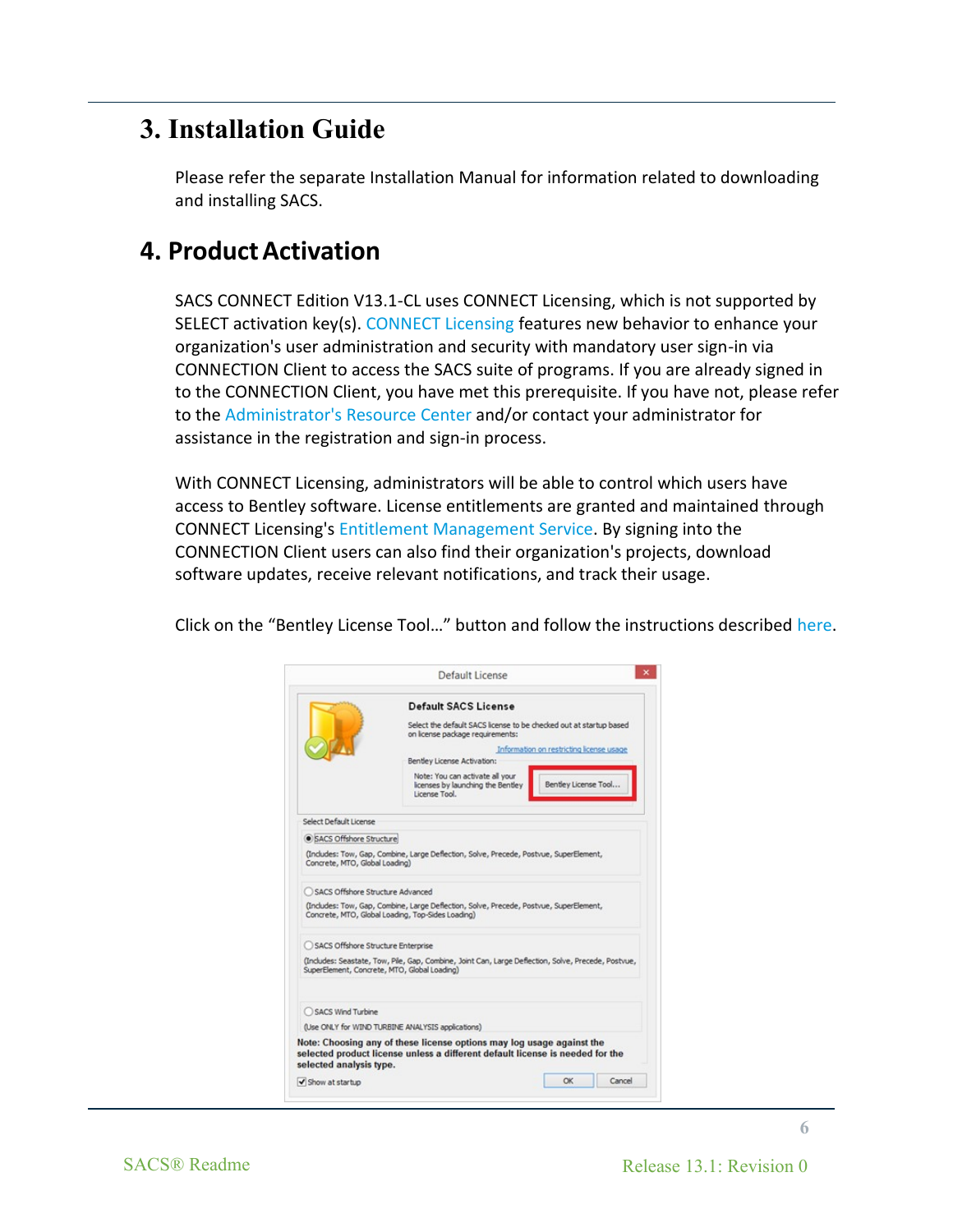# 3. Installation Guide

Please refer the separate Installation Manual for information related to downloading and installing SACS.

# 4. Product Activation

SACS CONNECT Edition V13.1-CL uses CONNECT Licensing, which is not supported by SELECT activation key(s). CONNECT Licensing features new behavior to enhance your organization's user administration and security with mandatory user sign-in via CONNECTION Client to access the SACS suite of programs. If you are already signed in to the CONNECTION Client, you have met this prerequisite. If you have not, please refer to the Administrator's Resource Center and/or contact your administrator for assistance in the registration and sign-in process.

With CONNECT Licensing, administrators will be able to control which users have access to Bentley software. License entitlements are granted and maintained through CONNECT Licensing's Entitlement Management Service. By signing into the CONNECTION Client users can also find their organization's projects, download software updates, receive relevant notifications, and track their usage.

Click on the "Bentley License Tool…" button and follow the instructions described here.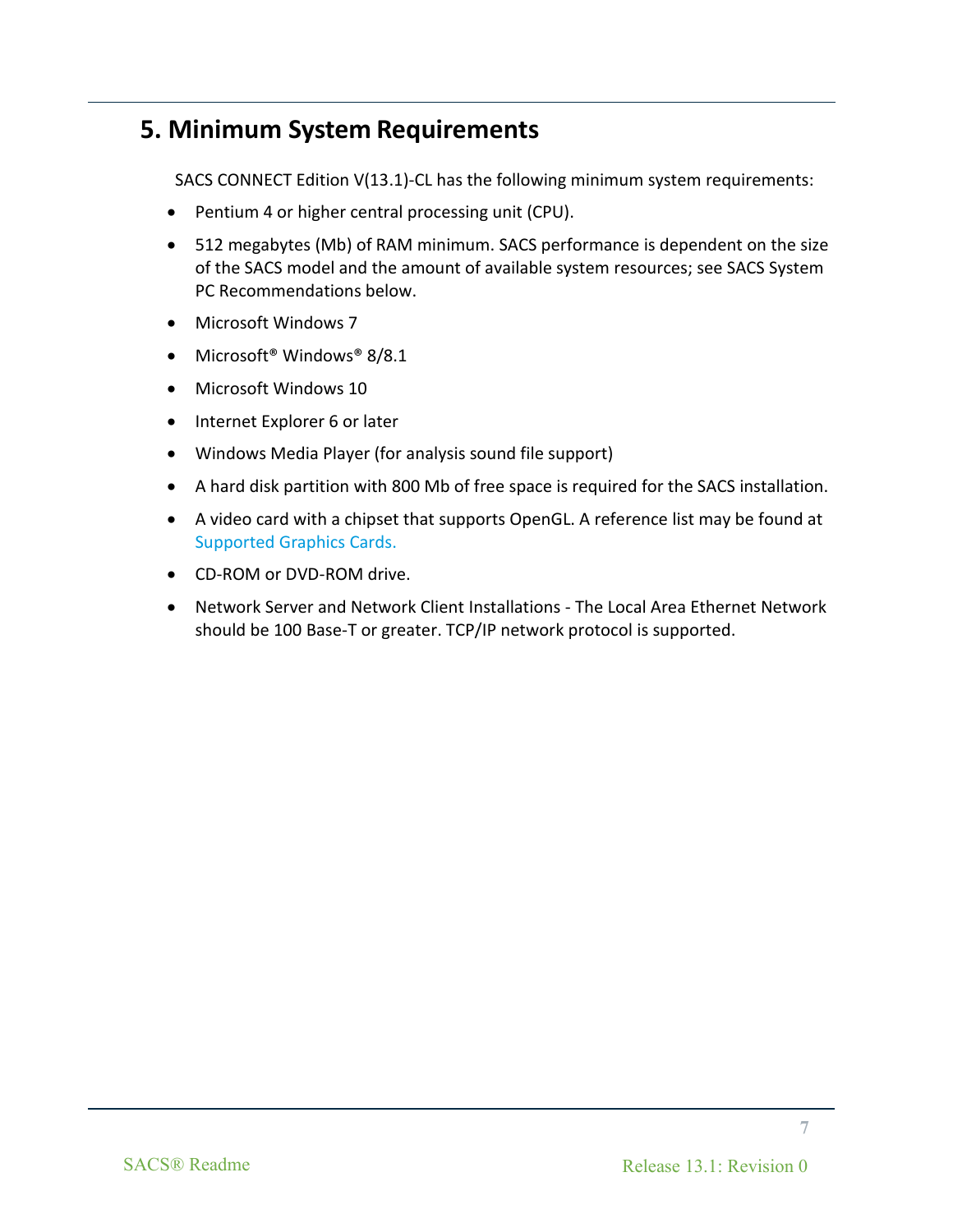# 5. Minimum System Requirements

SACS CONNECT Edition V(13.1)-CL has the following minimum system requirements:

- Pentium 4 or higher central processing unit (CPU).
- 512 megabytes (Mb) of RAM minimum. SACS performance is dependent on the size of the SACS model and the amount of available system resources; see SACS System PC Recommendations below.
- Microsoft Windows 7
- Microsoft® Windows® 8/8.1
- Microsoft Windows 10
- Internet Explorer 6 or later
- Windows Media Player (for analysis sound file support)
- A hard disk partition with 800 Mb of free space is required for the SACS installation.
- A video card with a chipset that supports OpenGL. A reference list may be found at Supported Graphics Cards.
- CD-ROM or DVD-ROM drive.
- Network Server and Network Client Installations - The Local Area Ethernet Network should be 100 Base-T or greater. TCP/IP network protocol is supported.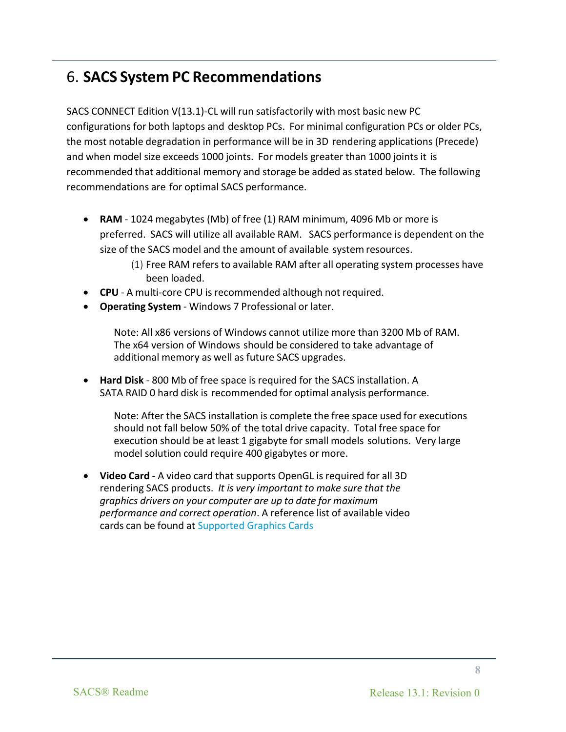# 6. SACS System PC Recommendations

SACS CONNECT Edition V(13.1)-CL will run satisfactorily with most basic new PC configurations for both laptops and desktop PCs. For minimal configuration PCs or older PCs, the most notable degradation in performance will be in 3D rendering applications (Precede) and when model size exceeds 1000 joints. For models greater than 1000 joints it is recommended that additional memory and storage be added as stated below. The following recommendations are for optimal SACS performance.

- **RAM** - 1024 megabytes (Mb) of free (1) RAM minimum, 4096 Mb or more is preferred. SACS will utilize all available RAM. SACS performance is dependent on the size of the SACS model and the amount of available system resources.
    - (1) Free RAM refers to available RAM after all operating system processes have been loaded.
- **CPU** - A multi-core CPU is recommended although not required.
- **Operating System** - Windows 7 Professional or later.

    Note: All x86 versions of Windows cannot utilize more than 3200 Mb of RAM. The x64 version of Windows should be considered to take advantage of additional memory as well as future SACS upgrades.

- **Hard Disk** - 800 Mb of free space is required for the SACS installation. A SATA RAID 0 hard disk is recommended for optimal analysis performance.

    Note: After the SACS installation is complete the free space used for executions should not fall below 50% of the total drive capacity. Total free space for execution should be at least 1 gigabyte for small models solutions. Very large model solution could require 400 gigabytes or more.

- **Video Card** - A video card that supports OpenGL is required for all 3D rendering SACS products. *It is very important to make sure that the graphics drivers on your computer are up to date for maximum performance and correct operation*. A reference list of available video cards can be found at Supported Graphics Cards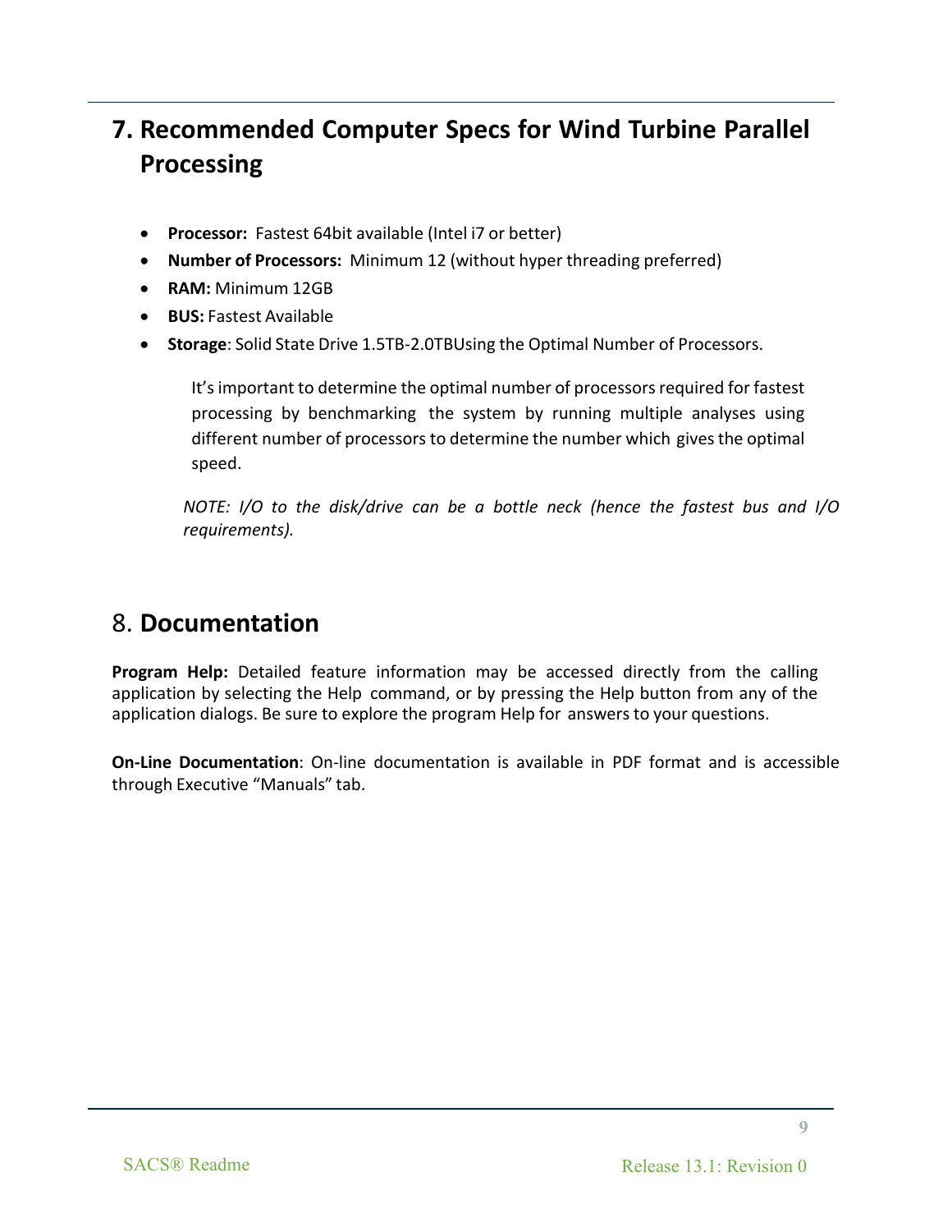## 7. Recommended Computer Specs for Wind Turbine Parallel Processing

- **Processor:** Fastest 64bit available (Intel i7 or better)
- **Number of Processors:** Minimum 12 (without hyper threading preferred)
- **RAM:** Minimum 12GB
- **BUS:** Fastest Available
- **Storage**: Solid State Drive 1.5TB-2.0TBUsing the Optimal Number of Processors.

It's important to determine the optimal number of processors required for fastest processing by benchmarking the system by running multiple analyses using different number of processors to determine the number which gives the optimal speed.

*NOTE: I/O to the disk/drive can be a bottle neck (hence the fastest bus and I/O requirements).*

## 8. Documentation

**Program Help:** Detailed feature information may be accessed directly from the calling application by selecting the Help command, or by pressing the Help button from any of the application dialogs. Be sure to explore the program Help for answers to your questions.

**On-Line Documentation**: On-line documentation is available in PDF format and is accessible through Executive "Manuals" tab.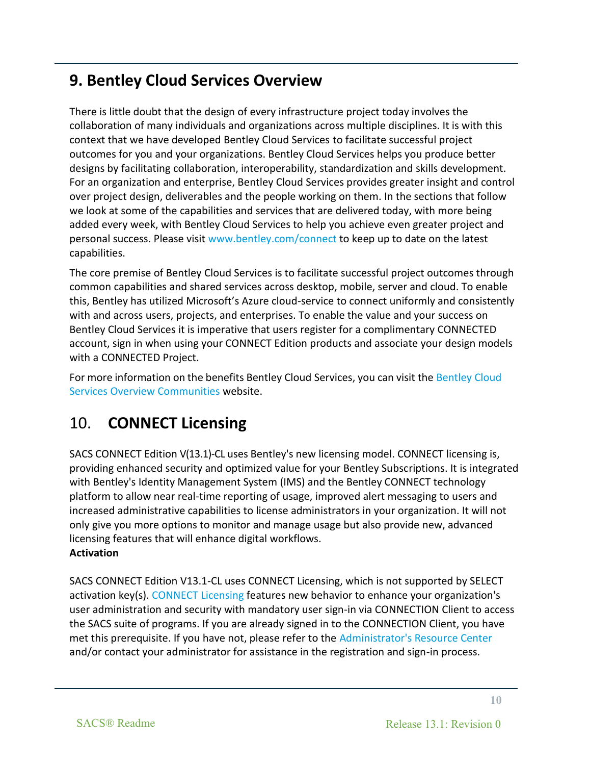## 9. Bentley Cloud Services Overview

There is little doubt that the design of every infrastructure project today involves the collaboration of many individuals and organizations across multiple disciplines. It is with this context that we have developed Bentley Cloud Services to facilitate successful project outcomes for you and your organizations. Bentley Cloud Services helps you produce better designs by facilitating collaboration, interoperability, standardization and skills development. For an organization and enterprise, Bentley Cloud Services provides greater insight and control over project design, deliverables and the people working on them. In the sections that follow we look at some of the capabilities and services that are delivered today, with more being added every week, with Bentley Cloud Services to help you achieve even greater project and personal success. Please visit www.bentley.com/connect to keep up to date on the latest capabilities.

The core premise of Bentley Cloud Services is to facilitate successful project outcomes through common capabilities and shared services across desktop, mobile, server and cloud. To enable this, Bentley has utilized Microsoft's Azure cloud-service to connect uniformly and consistently with and across users, projects, and enterprises. To enable the value and your success on Bentley Cloud Services it is imperative that users register for a complimentary CONNECTED account, sign in when using your CONNECT Edition products and associate your design models with a CONNECTED Project.

For more information on the benefits Bentley Cloud Services, you can visit the Bentley Cloud Services Overview Communities website.

## 10. CONNECT Licensing

SACS CONNECT Edition V(13.1)-CL uses Bentley's new licensing model. CONNECT licensing is, providing enhanced security and optimized value for your Bentley Subscriptions. It is integrated with Bentley's Identity Management System (IMS) and the Bentley CONNECT technology platform to allow near real-time reporting of usage, improved alert messaging to users and increased administrative capabilities to license administrators in your organization. It will not only give you more options to monitor and manage usage but also provide new, advanced licensing features that will enhance digital workflows.

**Activation**

SACS CONNECT Edition V13.1-CL uses CONNECT Licensing, which is not supported by SELECT activation key(s). CONNECT Licensing features new behavior to enhance your organization's user administration and security with mandatory user sign-in via CONNECTION Client to access the SACS suite of programs. If you are already signed in to the CONNECTION Client, you have met this prerequisite. If you have not, please refer to the Administrator's Resource Center and/or contact your administrator for assistance in the registration and sign-in process.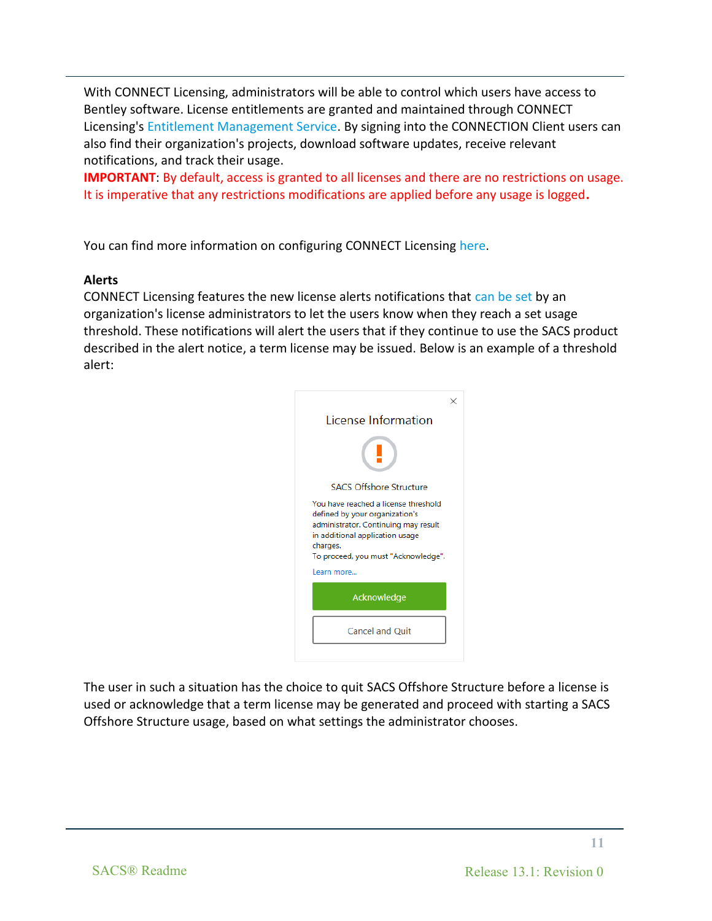With CONNECT Licensing, administrators will be able to control which users have access to Bentley software. License entitlements are granted and maintained through CONNECT Licensing's Entitlement Management Service. By signing into the CONNECTION Client users can also find their organization's projects, download software updates, receive relevant notifications, and track their usage.

**IMPORTANT**: By default, access is granted to all licenses and there are no restrictions on usage. It is imperative that any restrictions modifications are applied before any usage is logged.

You can find more information on configuring CONNECT Licensing here.

**Alerts**

CONNECT Licensing features the new license alerts notifications that can be set by an organization's license administrators to let the users know when they reach a set usage threshold. These notifications will alert the users that if they continue to use the SACS product described in the alert notice, a term license may be issued. Below is an example of a threshold alert:

License Information

SACS Offshore Structure

You have reached a license threshold defined by your organization's administrator. Continuing may result in additional application usage charges.
To proceed, you must "Acknowledge".

Learn more...

Acknowledge

Cancel and Quit

The user in such a situation has the choice to quit SACS Offshore Structure before a license is used or acknowledge that a term license may be generated and proceed with starting a SACS Offshore Structure usage, based on what settings the administrator chooses.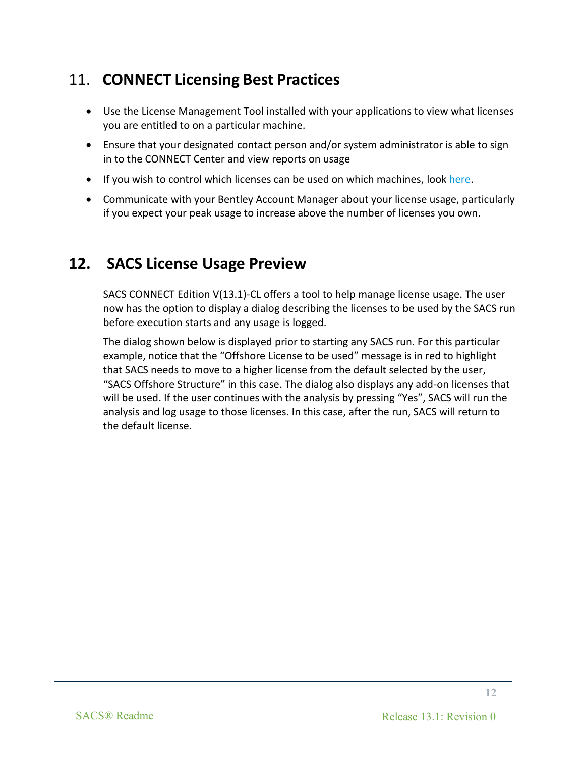## 11. CONNECT Licensing Best Practices

- Use the License Management Tool installed with your applications to view what licenses you are entitled to on a particular machine.
- Ensure that your designated contact person and/or system administrator is able to sign in to the CONNECT Center and view reports on usage
- If you wish to control which licenses can be used on which machines, look here.
- Communicate with your Bentley Account Manager about your license usage, particularly if you expect your peak usage to increase above the number of licenses you own.

## 12. SACS License Usage Preview

SACS CONNECT Edition V(13.1)-CL offers a tool to help manage license usage. The user now has the option to display a dialog describing the licenses to be used by the SACS run before execution starts and any usage is logged.

The dialog shown below is displayed prior to starting any SACS run. For this particular example, notice that the "Offshore License to be used" message is in red to highlight that SACS needs to move to a higher license from the default selected by the user, "SACS Offshore Structure" in this case. The dialog also displays any add-on licenses that will be used. If the user continues with the analysis by pressing "Yes", SACS will run the analysis and log usage to those licenses. In this case, after the run, SACS will return to the default license.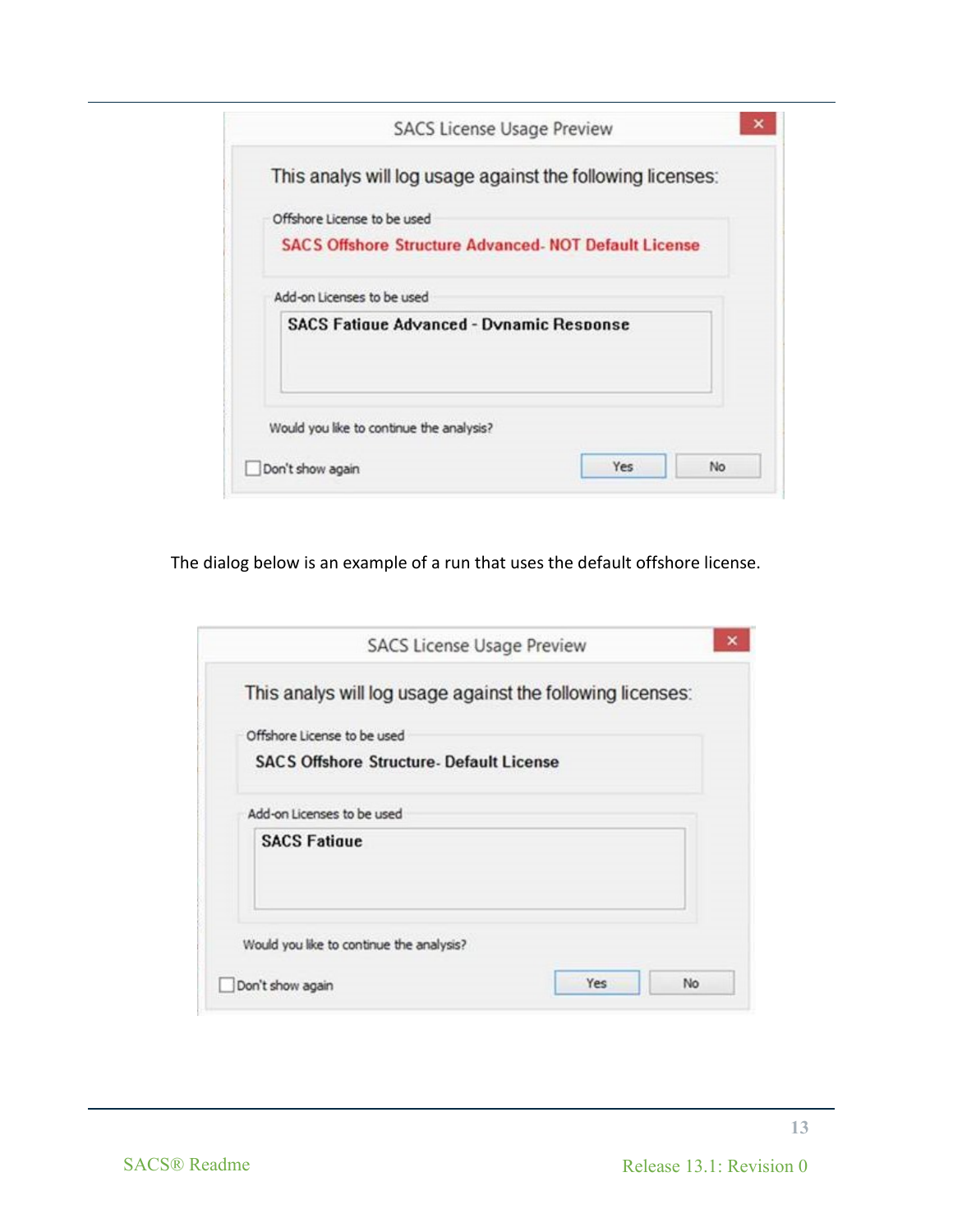SACS License Usage Preview

This analys will log usage against the following licenses:

Offshore License to be used

SACS Offshore Structure Advanced- NOT Default License

Add-on Licenses to be used

SACS Fatigue Advanced - Dynamic Response

Would you like to continue the analysis?

Don't show again | Yes | No

The dialog below is an example of a run that uses the default offshore license.

SACS License Usage Preview

This analys will log usage against the following licenses:

Offshore License to be used

SACS Offshore Structure- Default License

Add-on Licenses to be used

SACS Fatigue

Would you like to continue the analysis?

Don't show again | Yes | No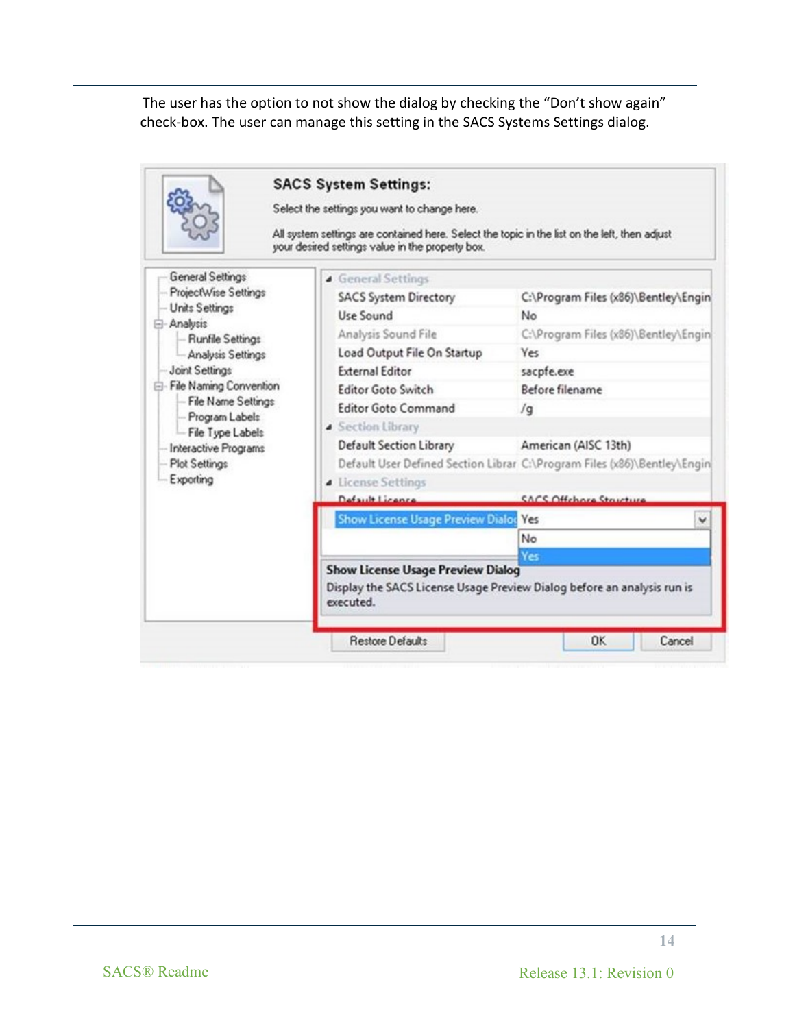The user has the option to not show the dialog by checking the “Don’t show again” check-box. The user can manage this setting in the SACS Systems Settings dialog.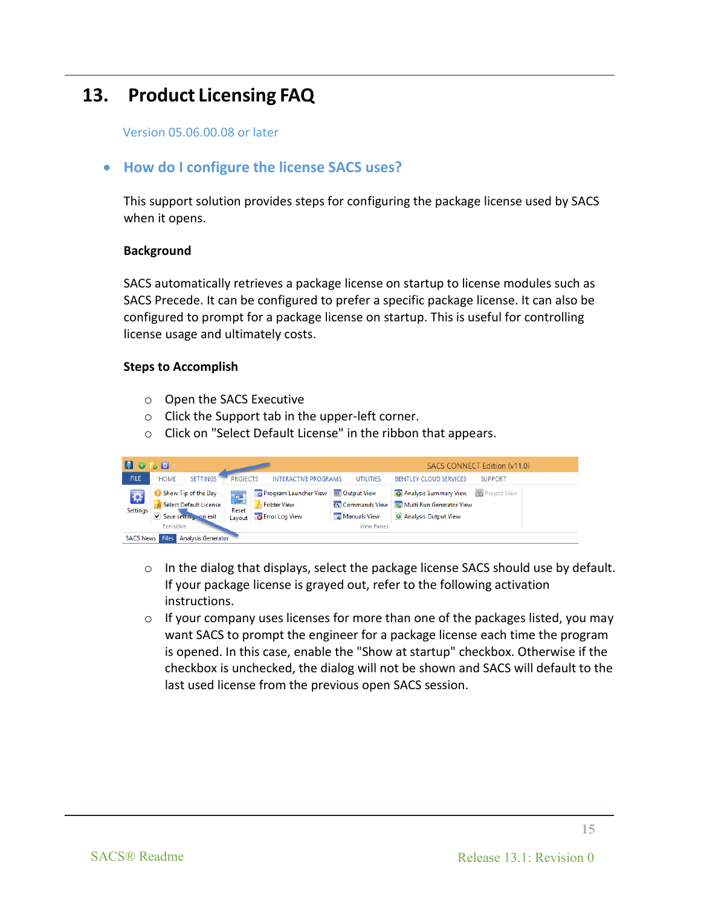# 13. Product Licensing FAQ

Version 05.06.00.08 or later

- ## How do I configure the license SACS uses?

This support solution provides steps for configuring the package license used by SACS when it opens.

**Background**

SACS automatically retrieves a package license on startup to license modules such as SACS Precede. It can be configured to prefer a specific package license. It can also be configured to prompt for a package license on startup. This is useful for controlling license usage and ultimately costs.

**Steps to Accomplish**

- Open the SACS Executive
- Click the Support tab in the upper-left corner.
- Click on "Select Default License" in the ribbon that appears.
- In the dialog that displays, select the package license SACS should use by default. If your package license is grayed out, refer to the following activation instructions.
- If your company uses licenses for more than one of the packages listed, you may want SACS to prompt the engineer for a package license each time the program is opened. In this case, enable the "Show at startup" checkbox. Otherwise if the checkbox is unchecked, the dialog will not be shown and SACS will default to the last used license from the previous open SACS session.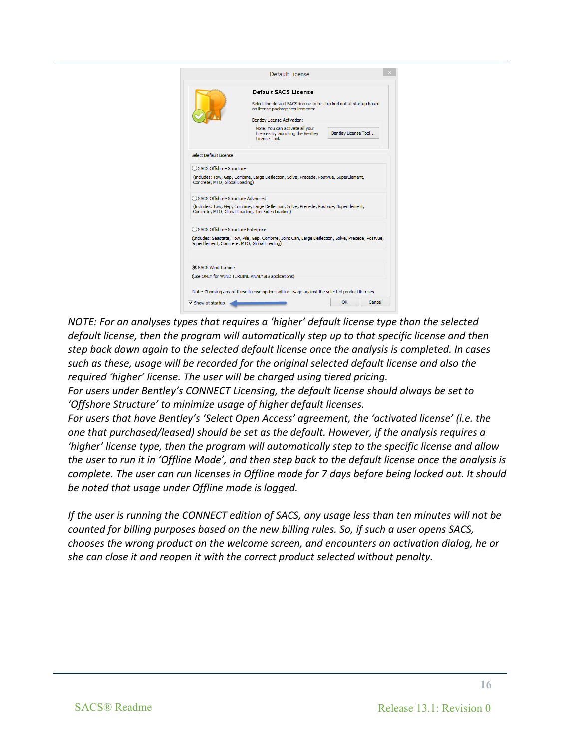*NOTE: For an analyses types that requires a 'higher' default license type than the selected default license, then the program will automatically step up to that specific license and then step back down again to the selected default license once the analysis is completed. In cases such as these, usage will be recorded for the original selected default license and also the required 'higher' license. The user will be charged using tiered pricing.*
*For users under Bentley's CONNECT Licensing, the default license should always be set to 'Offshore Structure' to minimize usage of higher default licenses.*
*For users that have Bentley's 'Select Open Access' agreement, the 'activated license' (i.e. the one that purchased/leased) should be set as the default. However, if the analysis requires a 'higher' license type, then the program will automatically step to the specific license and allow the user to run it in 'Offline Mode', and then step back to the default license once the analysis is complete. The user can run licenses in Offline mode for 7 days before being locked out. It should be noted that usage under Offline mode is logged.*

*If the user is running the CONNECT edition of SACS, any usage less than ten minutes will not be counted for billing purposes based on the new billing rules. So, if such a user opens SACS, chooses the wrong product on the welcome screen, and encounters an activation dialog, he or she can close it and reopen it with the correct product selected without penalty.*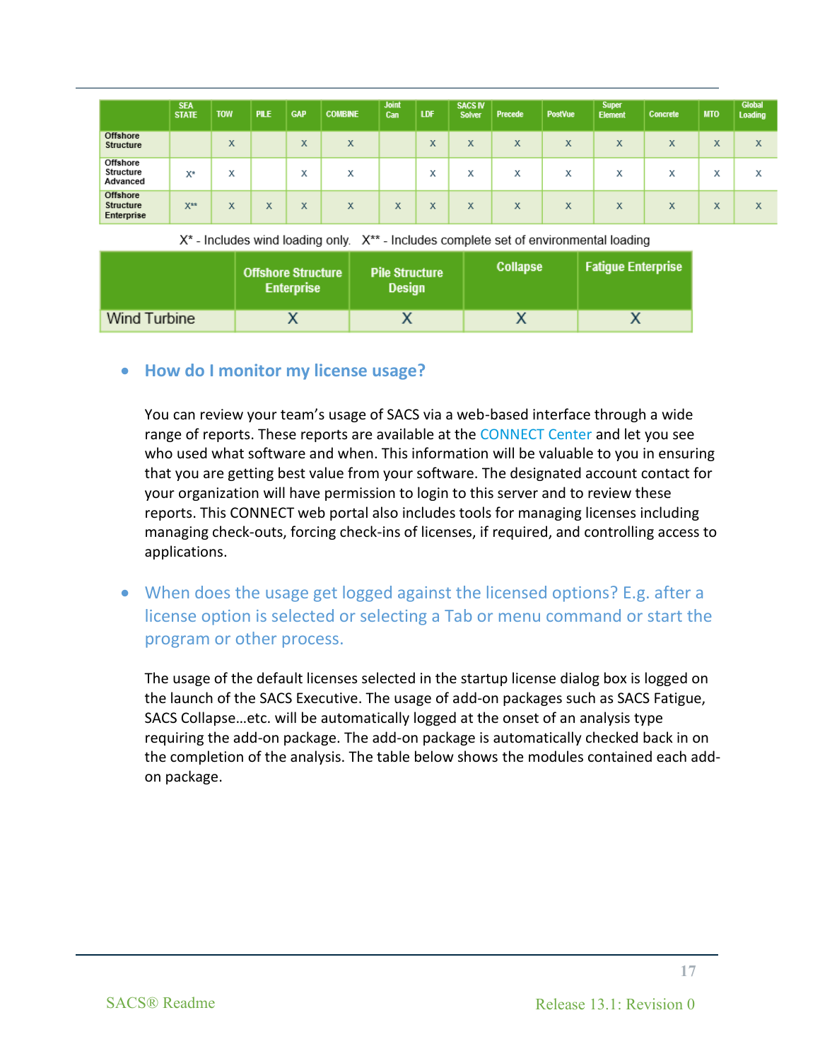| | SEA STATE | TOW | PILE | GAP | COMBINE | Joint Can | LDF | SACS IV Solver | Precede | PostVue | Super Element | Concrete | MTO | Global Loading |
|---|---|---|---|---|---|---|---|---|---|---|---|---|---|---|
| Offshore Structure | | X | | X | X | | X | X | X | X | X | X | X | X |
| Offshore Structure Advanced | X* | X | | X | X | | X | X | X | X | X | X | X | X |
| Offshore Structure Enterprise | X** | X | X | X | X | X | X | X | X | X | X | X | X | X |

X* - Includes wind loading only. X** - Includes complete set of environmental loading

| | Offshore Structure Enterprise | Pile Structure Design | Collapse | Fatigue Enterprise |
|---|---|---|---|---|
| Wind Turbine | X | X | X | X |

- **How do I monitor my license usage?**

  You can review your team's usage of SACS via a web-based interface through a wide range of reports. These reports are available at the CONNECT Center and let you see who used what software and when. This information will be valuable to you in ensuring that you are getting best value from your software. The designated account contact for your organization will have permission to login to this server and to review these reports. This CONNECT web portal also includes tools for managing licenses including managing check-outs, forcing check-ins of licenses, if required, and controlling access to applications.

- When does the usage get logged against the licensed options? E.g. after a license option is selected or selecting a Tab or menu command or start the program or other process.

  The usage of the default licenses selected in the startup license dialog box is logged on the launch of the SACS Executive. The usage of add-on packages such as SACS Fatigue, SACS Collapse…etc. will be automatically logged at the onset of an analysis type requiring the add-on package. The add-on package is automatically checked back in on the completion of the analysis. The table below shows the modules contained each add-on package.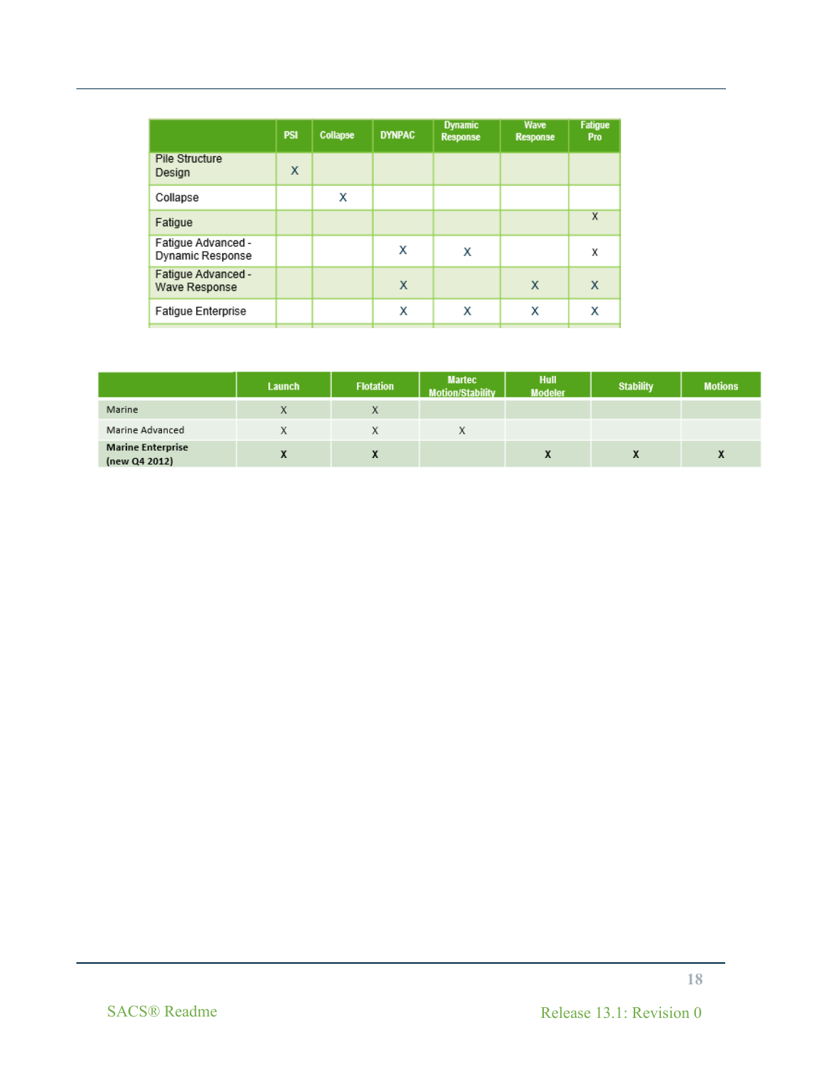| | PSI | Collapse | DYNPAC | Dynamic Response | Wave Response | Fatigue Pro |
|---|---|---|---|---|---|---|
| Pile Structure Design | X | | | | | |
| Collapse | | X | | | | |
| Fatigue | | | | | | X |
| Fatigue Advanced - Dynamic Response | | | X | X | | X |
| Fatigue Advanced - Wave Response | | | X | | X | X |
| Fatigue Enterprise | | | X | X | X | X |

| | Launch | Flotation | Martec Motion/Stability | Hull Modeler | Stability | Motions |
|---|---|---|---|---|---|---|
| Marine | X | X | | | | |
| Marine Advanced | X | X | X | | | |
| **Marine Enterprise (new Q4 2012)** | **X** | **X** | | **X** | **X** | **X** |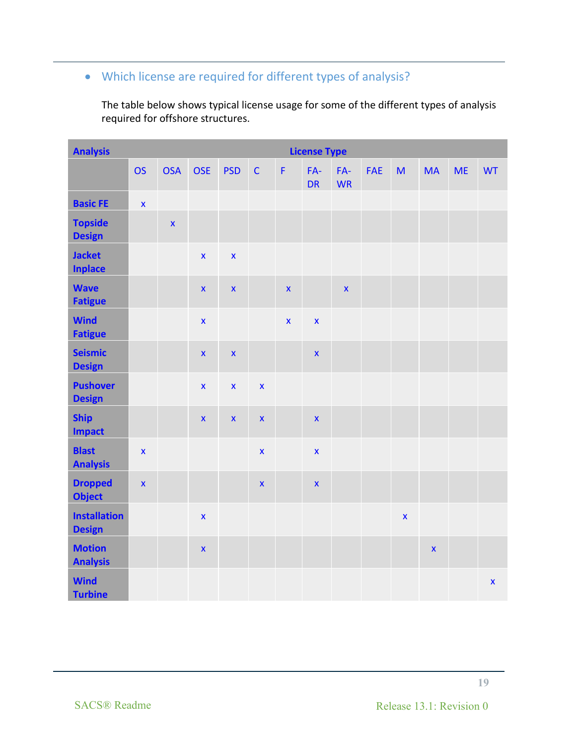- Which license are required for different types of analysis?

The table below shows typical license usage for some of the different types of analysis required for offshore structures.

| Analysis | License Type | | | | | | | | | | | | |
|---|---|---|---|---|---|---|---|---|---|---|---|---|---|
| | OS | OSA | OSE | PSD | C | F | FA-DR | FA-WR | FAE | M | MA | ME | WT |
| **Basic FE** | x | | | | | | | | | | | | |
| **Topside Design** | | x | | | | | | | | | | | |
| **Jacket Inplace** | | | x | x | | | | | | | | | |
| **Wave Fatigue** | | | x | x | | x | | x | | | | | |
| **Wind Fatigue** | | | x | | | x | x | | | | | | |
| **Seismic Design** | | | x | x | | | x | | | | | | |
| **Pushover Design** | | | x | x | x | | | | | | | | |
| **Ship Impact** | | | x | x | x | | x | | | | | | |
| **Blast Analysis** | x | | | | x | | x | | | | | | |
| **Dropped Object** | x | | | | x | | x | | | | | | |
| **Installation Design** | | | x | | | | | | | x | | | |
| **Motion Analysis** | | | x | | | | | | | | x | | |
| **Wind Turbine** | | | | | | | | | | | | | x |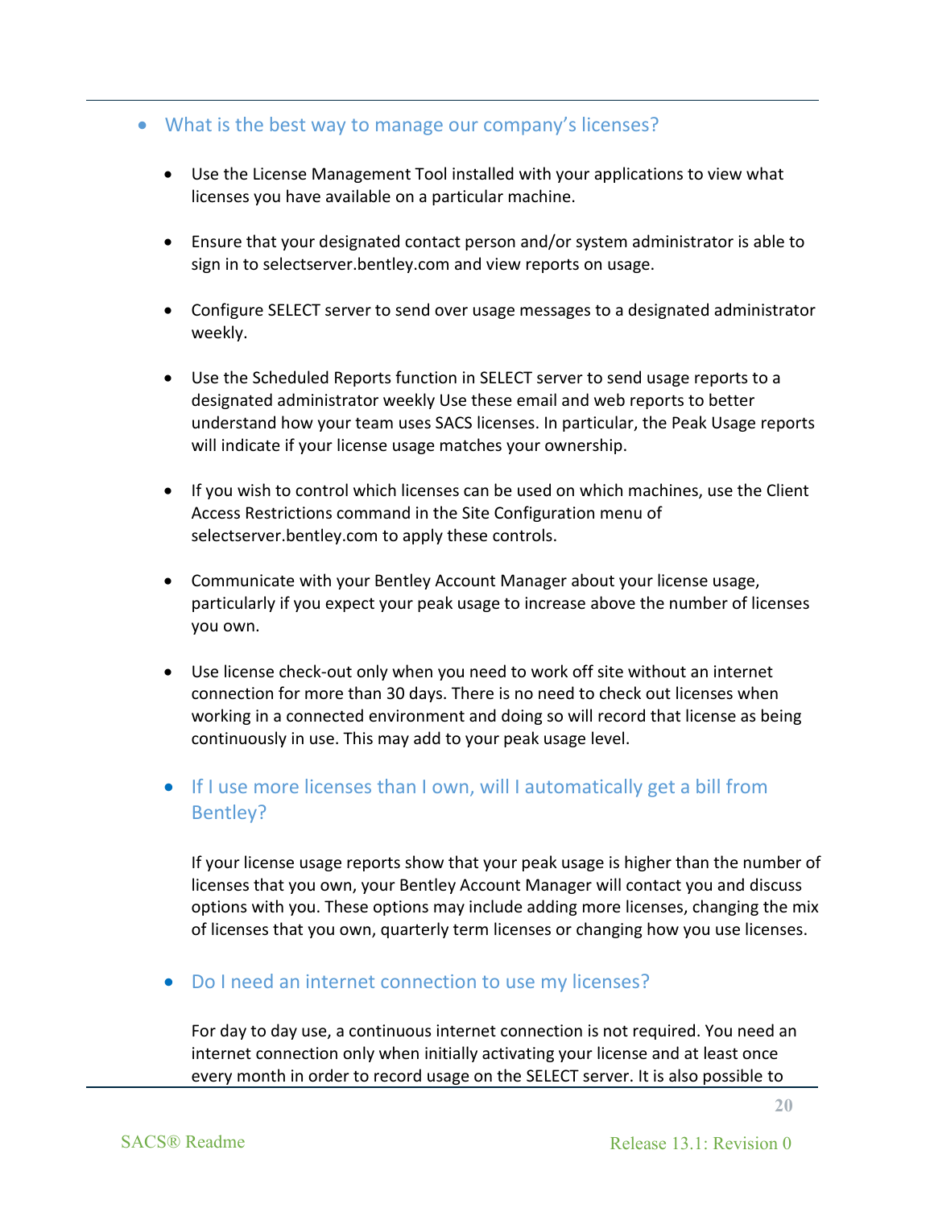- ### What is the best way to manage our company's licenses?

  - Use the License Management Tool installed with your applications to view what licenses you have available on a particular machine.

  - Ensure that your designated contact person and/or system administrator is able to sign in to selectserver.bentley.com and view reports on usage.

  - Configure SELECT server to send over usage messages to a designated administrator weekly.

  - Use the Scheduled Reports function in SELECT server to send usage reports to a designated administrator weekly Use these email and web reports to better understand how your team uses SACS licenses. In particular, the Peak Usage reports will indicate if your license usage matches your ownership.

  - If you wish to control which licenses can be used on which machines, use the Client Access Restrictions command in the Site Configuration menu of selectserver.bentley.com to apply these controls.

  - Communicate with your Bentley Account Manager about your license usage, particularly if you expect your peak usage to increase above the number of licenses you own.

  - Use license check-out only when you need to work off site without an internet connection for more than 30 days. There is no need to check out licenses when working in a connected environment and doing so will record that license as being continuously in use. This may add to your peak usage level.

  - ### If I use more licenses than I own, will I automatically get a bill from Bentley?

    If your license usage reports show that your peak usage is higher than the number of licenses that you own, your Bentley Account Manager will contact you and discuss options with you. These options may include adding more licenses, changing the mix of licenses that you own, quarterly term licenses or changing how you use licenses.

  - ### Do I need an internet connection to use my licenses?

    For day to day use, a continuous internet connection is not required. You need an internet connection only when initially activating your license and at least once every month in order to record usage on the SELECT server. It is also possible to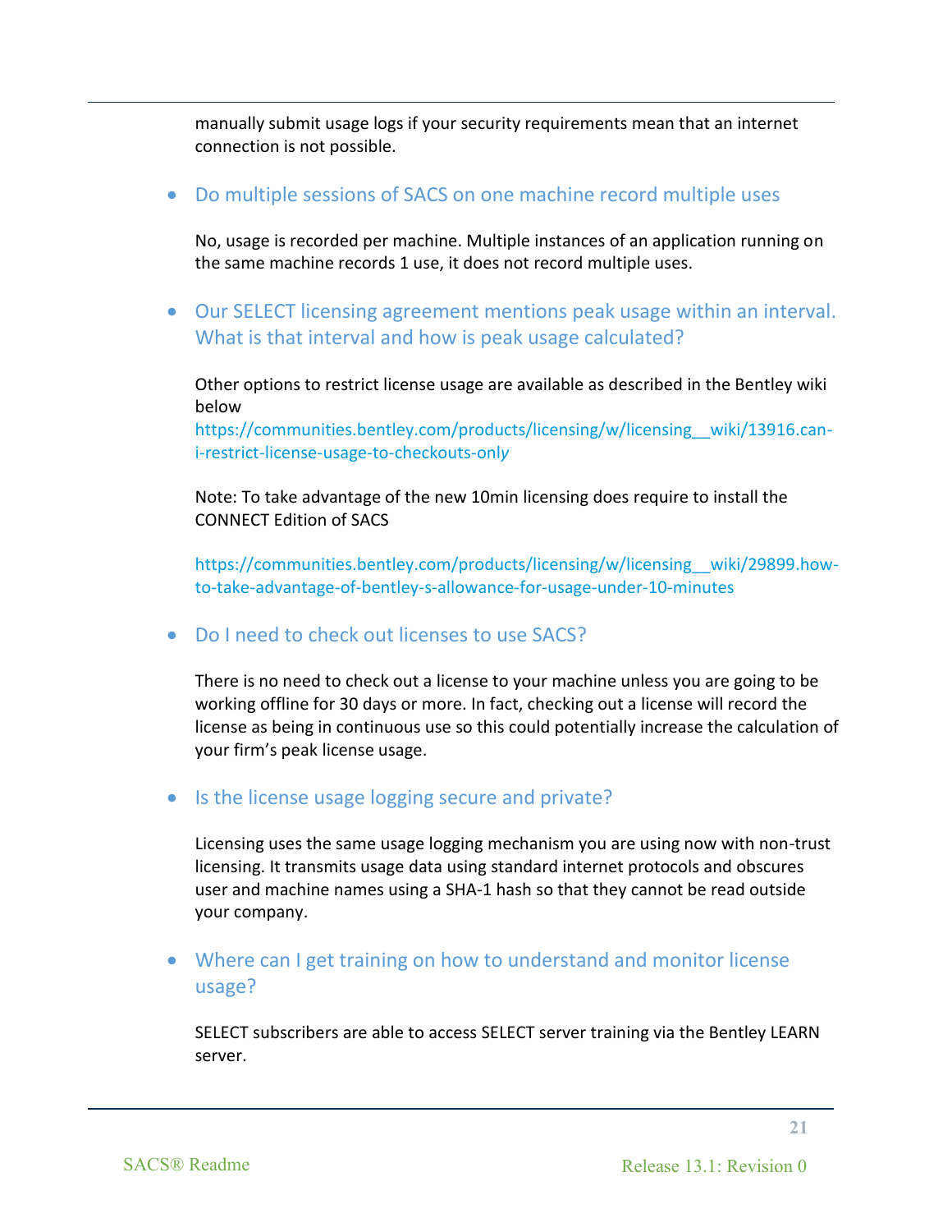manually submit usage logs if your security requirements mean that an internet connection is not possible.

- Do multiple sessions of SACS on one machine record multiple uses

No, usage is recorded per machine. Multiple instances of an application running on the same machine records 1 use, it does not record multiple uses.

- Our SELECT licensing agreement mentions peak usage within an interval. What is that interval and how is peak usage calculated?

Other options to restrict license usage are available as described in the Bentley wiki below
https://communities.bentley.com/products/licensing/w/licensing__wiki/13916.can-i-restrict-license-usage-to-checkouts-only

Note: To take advantage of the new 10min licensing does require to install the CONNECT Edition of SACS

https://communities.bentley.com/products/licensing/w/licensing__wiki/29899.how-to-take-advantage-of-bentley-s-allowance-for-usage-under-10-minutes

- Do I need to check out licenses to use SACS?

There is no need to check out a license to your machine unless you are going to be working offline for 30 days or more. In fact, checking out a license will record the license as being in continuous use so this could potentially increase the calculation of your firm's peak license usage.

- Is the license usage logging secure and private?

Licensing uses the same usage logging mechanism you are using now with non-trust licensing. It transmits usage data using standard internet protocols and obscures user and machine names using a SHA-1 hash so that they cannot be read outside your company.

- Where can I get training on how to understand and monitor license usage?

SELECT subscribers are able to access SELECT server training via the Bentley LEARN server.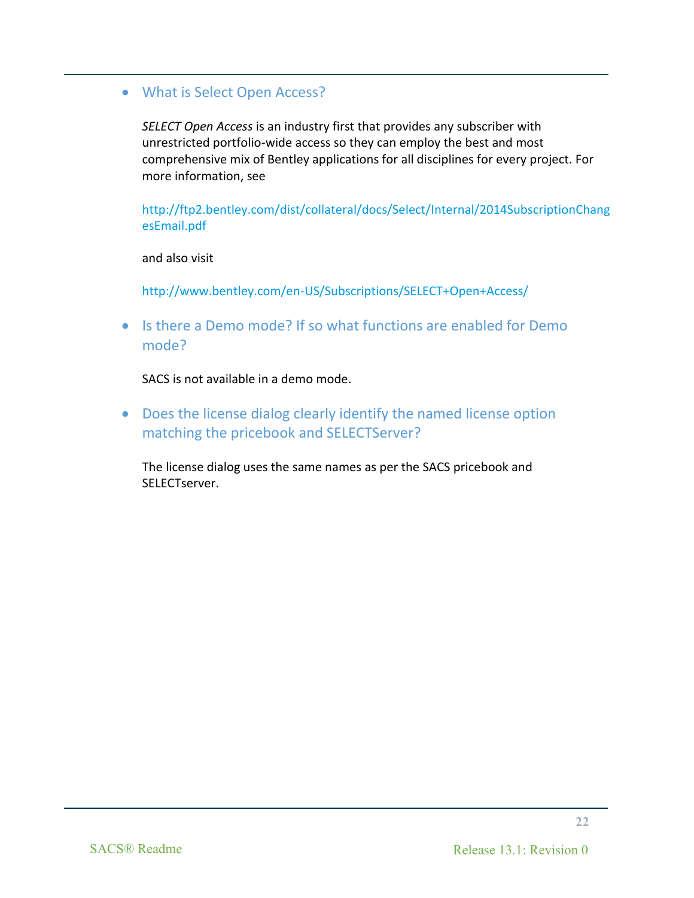- ### What is Select Open Access?

  *SELECT Open Access* is an industry first that provides any subscriber with unrestricted portfolio-wide access so they can employ the best and most comprehensive mix of Bentley applications for all disciplines for every project. For more information, see

  http://ftp2.bentley.com/dist/collateral/docs/Select/Internal/2014SubscriptionChangesEmail.pdf

  and also visit

  http://www.bentley.com/en-US/Subscriptions/SELECT+Open+Access/

- ### Is there a Demo mode? If so what functions are enabled for Demo mode?

  SACS is not available in a demo mode.

- ### Does the license dialog clearly identify the named license option matching the pricebook and SELECTServer?

  The license dialog uses the same names as per the SACS pricebook and SELECTserver.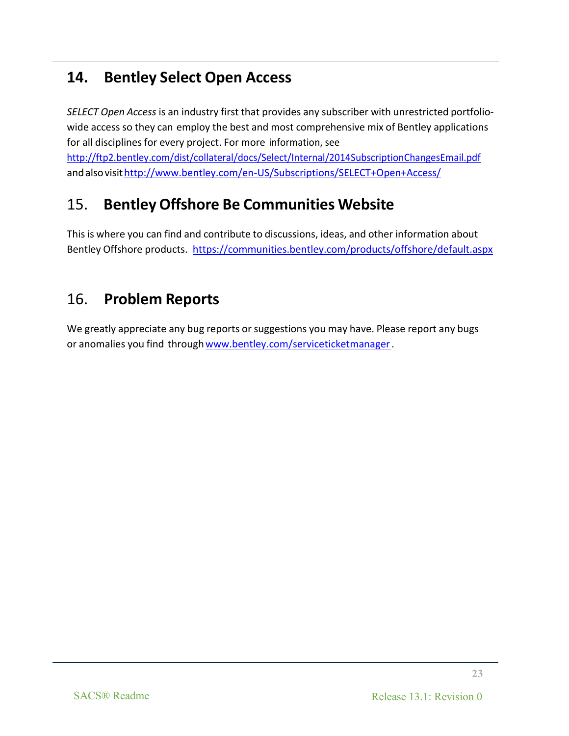## 14. Bentley Select Open Access

*SELECT Open Access* is an industry first that provides any subscriber with unrestricted portfolio-wide access so they can employ the best and most comprehensive mix of Bentley applications for all disciplines for every project. For more information, see http://ftp2.bentley.com/dist/collateral/docs/Select/Internal/2014SubscriptionChangesEmail.pdf and also visit http://www.bentley.com/en-US/Subscriptions/SELECT+Open+Access/

## 15. Bentley Offshore Be Communities Website

This is where you can find and contribute to discussions, ideas, and other information about Bentley Offshore products. https://communities.bentley.com/products/offshore/default.aspx

## 16. Problem Reports

We greatly appreciate any bug reports or suggestions you may have. Please report any bugs or anomalies you find through www.bentley.com/serviceticketmanager.